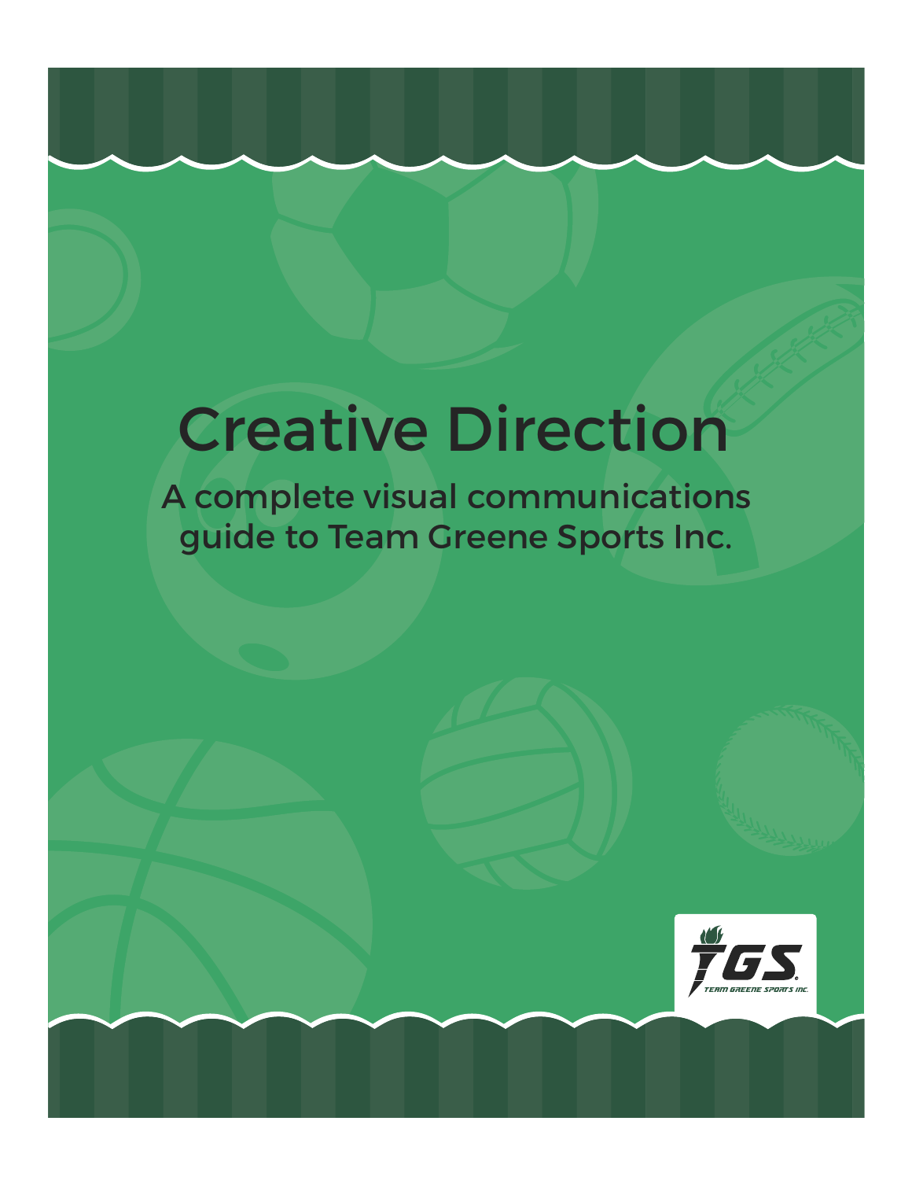# Creative Direction

## A complete visual communications guide to Team Greene Sports Inc.

TGS
TEAM GREENE SPORTS INC.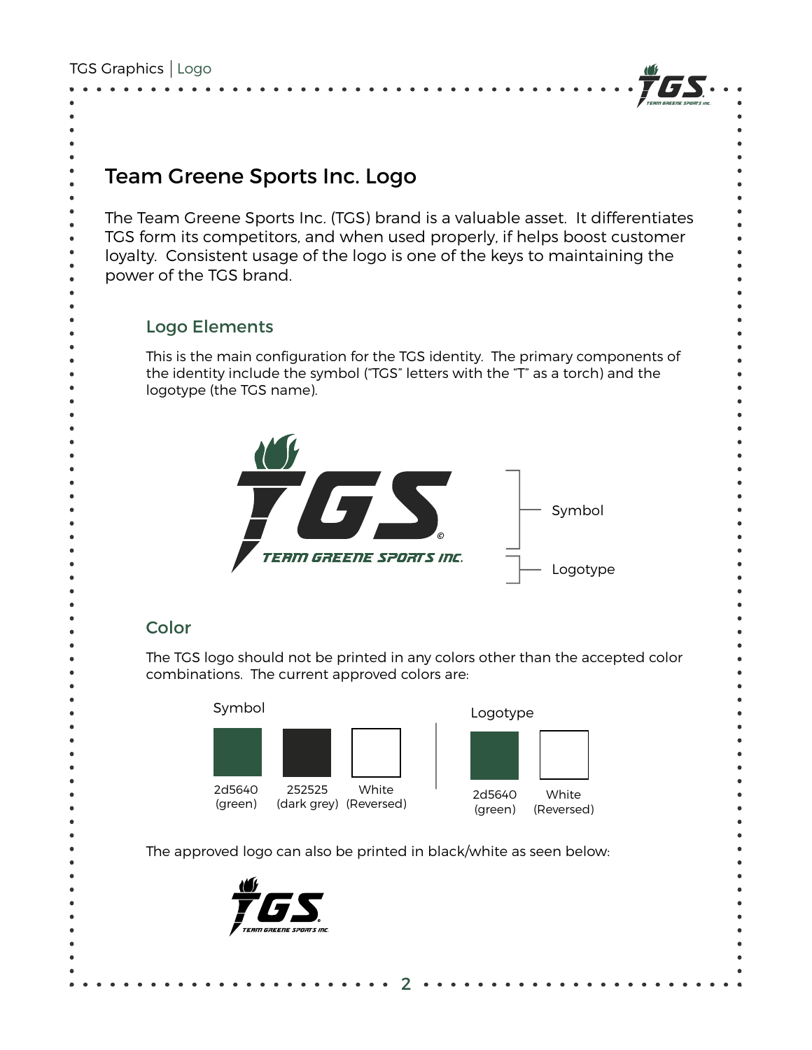# Team Greene Sports Inc. Logo

The Team Greene Sports Inc. (TGS) brand is a valuable asset. It differentiates TGS form its competitors, and when used properly, if helps boost customer loyalty. Consistent usage of the logo is one of the keys to maintaining the power of the TGS brand.

## Logo Elements

This is the main configuration for the TGS identity. The primary components of the identity include the symbol ("TGS" letters with the "T" as a torch) and the logotype (the TGS name).

TGS©
TEAM GREENE SPORTS INC.

Symbol

Logotype

## Color

The TGS logo should not be printed in any colors other than the accepted color combinations. The current approved colors are:

**Symbol**

- 2d5640 (green)
- 252525 (dark grey)
- White (Reversed)

**Logotype**

- 2d5640 (green)
- White (Reversed)

The approved logo can also be printed in black/white as seen below:

TGS
TEAM GREENE SPORTS INC.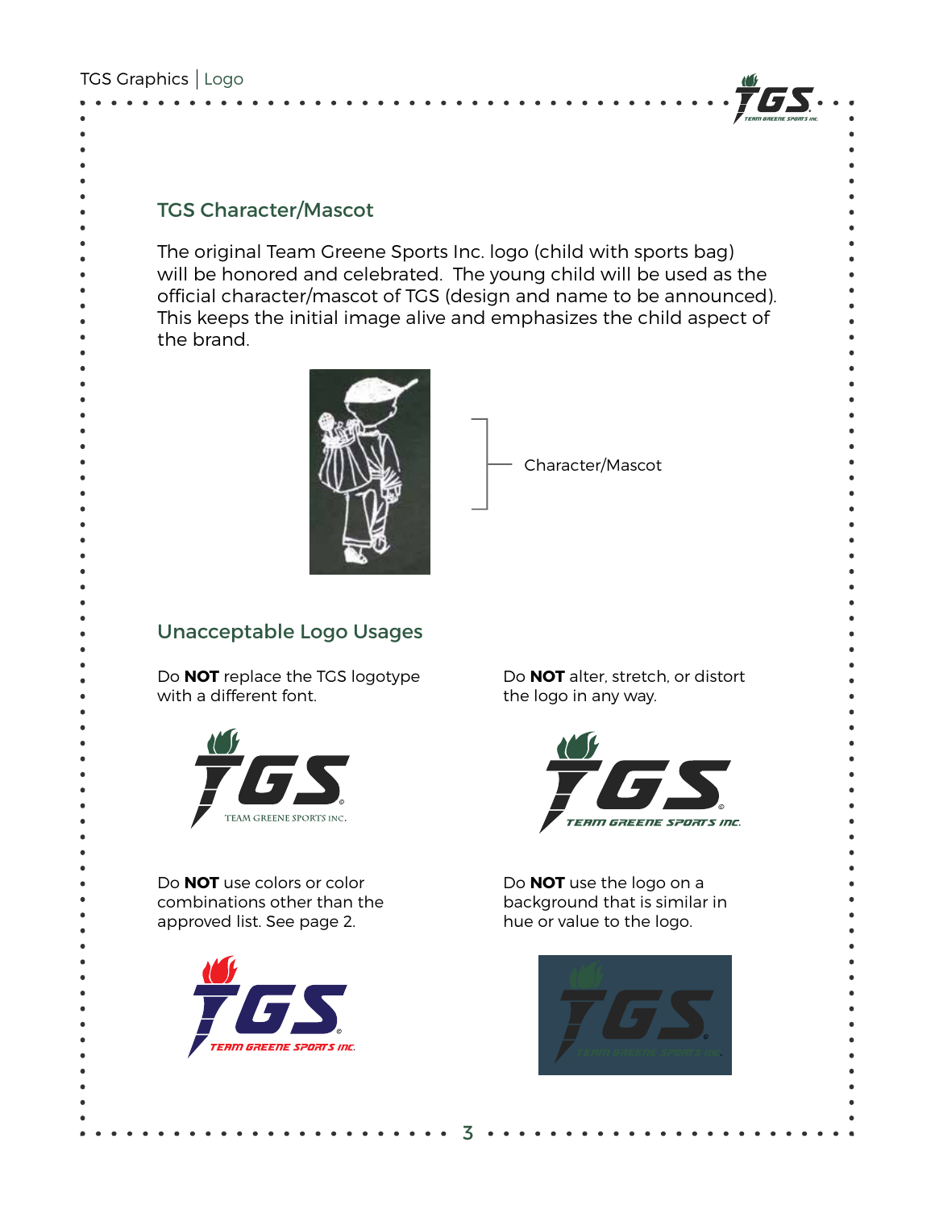## TGS Character/Mascot

The original Team Greene Sports Inc. logo (child with sports bag) will be honored and celebrated. The young child will be used as the official character/mascot of TGS (design and name to be announced). This keeps the initial image alive and emphasizes the child aspect of the brand.

Character/Mascot

## Unacceptable Logo Usages

Do **NOT** replace the TGS logotype with a different font.

Do **NOT** alter, stretch, or distort the logo in any way.

Do **NOT** use colors or color combinations other than the approved list. See page 2.

Do **NOT** use the logo on a background that is similar in hue or value to the logo.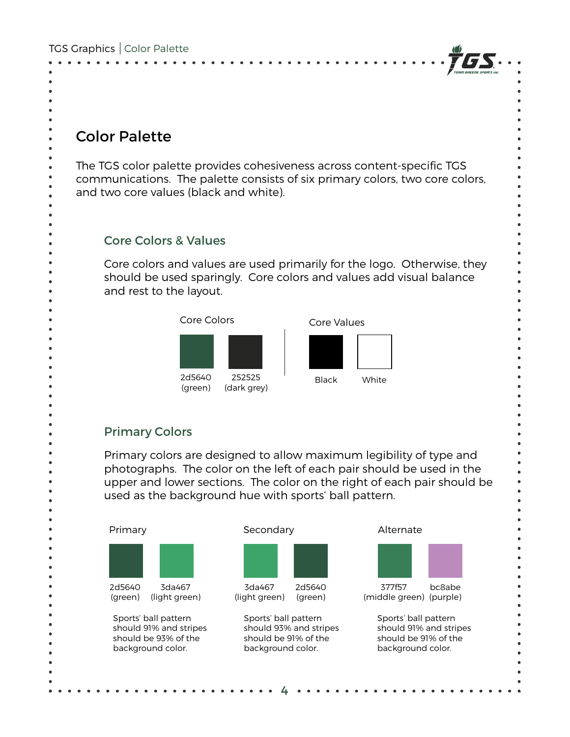## Color Palette

The TGS color palette provides cohesiveness across content-specific TGS communications. The palette consists of six primary colors, two core colors, and two core values (black and white).

### Core Colors & Values

Core colors and values are used primarily for the logo. Otherwise, they should be used sparingly. Core colors and values add visual balance and rest to the layout.

**Core Colors**

- 2d5640 (green)
- 252525 (dark grey)

**Core Values**

- Black
- White

### Primary Colors

Primary colors are designed to allow maximum legibility of type and photographs. The color on the left of each pair should be used in the upper and lower sections. The color on the right of each pair should be used as the background hue with sports' ball pattern.

**Primary**

- 2d5640 (green)
- 3da467 (light green)

Sports' ball pattern should 91% and stripes should be 93% of the background color.

**Secondary**

- 3da467 (light green)
- 2d5640 (green)

Sports' ball pattern should 93% and stripes should be 91% of the background color.

**Alternate**

- 377f57 (middle green)
- bc8abe (purple)

Sports' ball pattern should 91% and stripes should be 91% of the background color.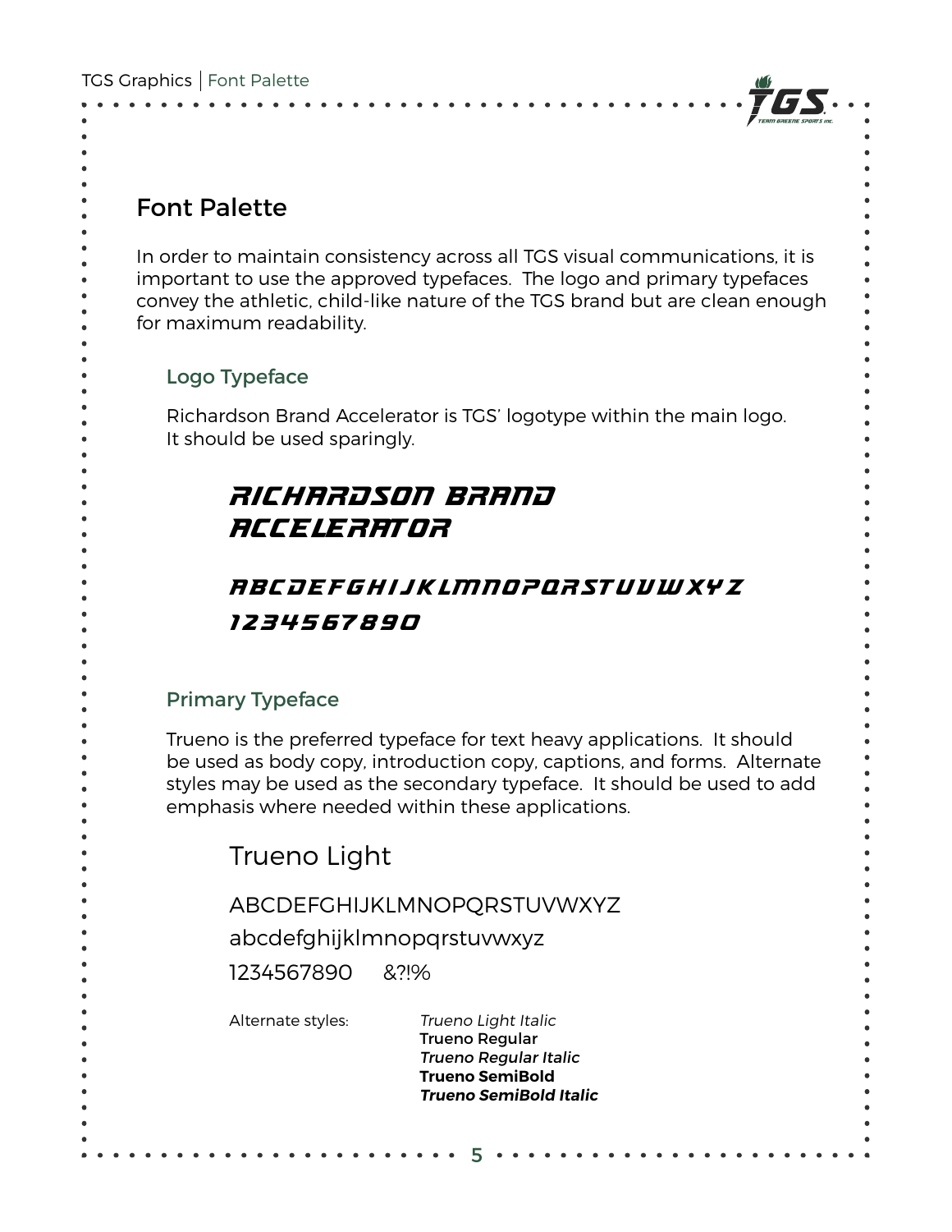# Font Palette

In order to maintain consistency across all TGS visual communications, it is important to use the approved typefaces. The logo and primary typefaces convey the athletic, child-like nature of the TGS brand but are clean enough for maximum readability.

## Logo Typeface

Richardson Brand Accelerator is TGS' logotype within the main logo. It should be used sparingly.

RICHARDSON BRAND ACCELERATOR

ABCDEFGHIJKLMNOPQRSTUVWXYZ
1234567890

## Primary Typeface

Trueno is the preferred typeface for text heavy applications. It should be used as body copy, introduction copy, captions, and forms. Alternate styles may be used as the secondary typeface. It should be used to add emphasis where needed within these applications.

Trueno Light

ABCDEFGHIJKLMNOPQRSTUVWXYZ
abcdefghijklmnopqrstuvwxyz
1234567890 &?!%

Alternate styles:
*Trueno Light Italic*
**Trueno Regular**
***Trueno Regular Italic***
**Trueno SemiBold**
***Trueno SemiBold Italic***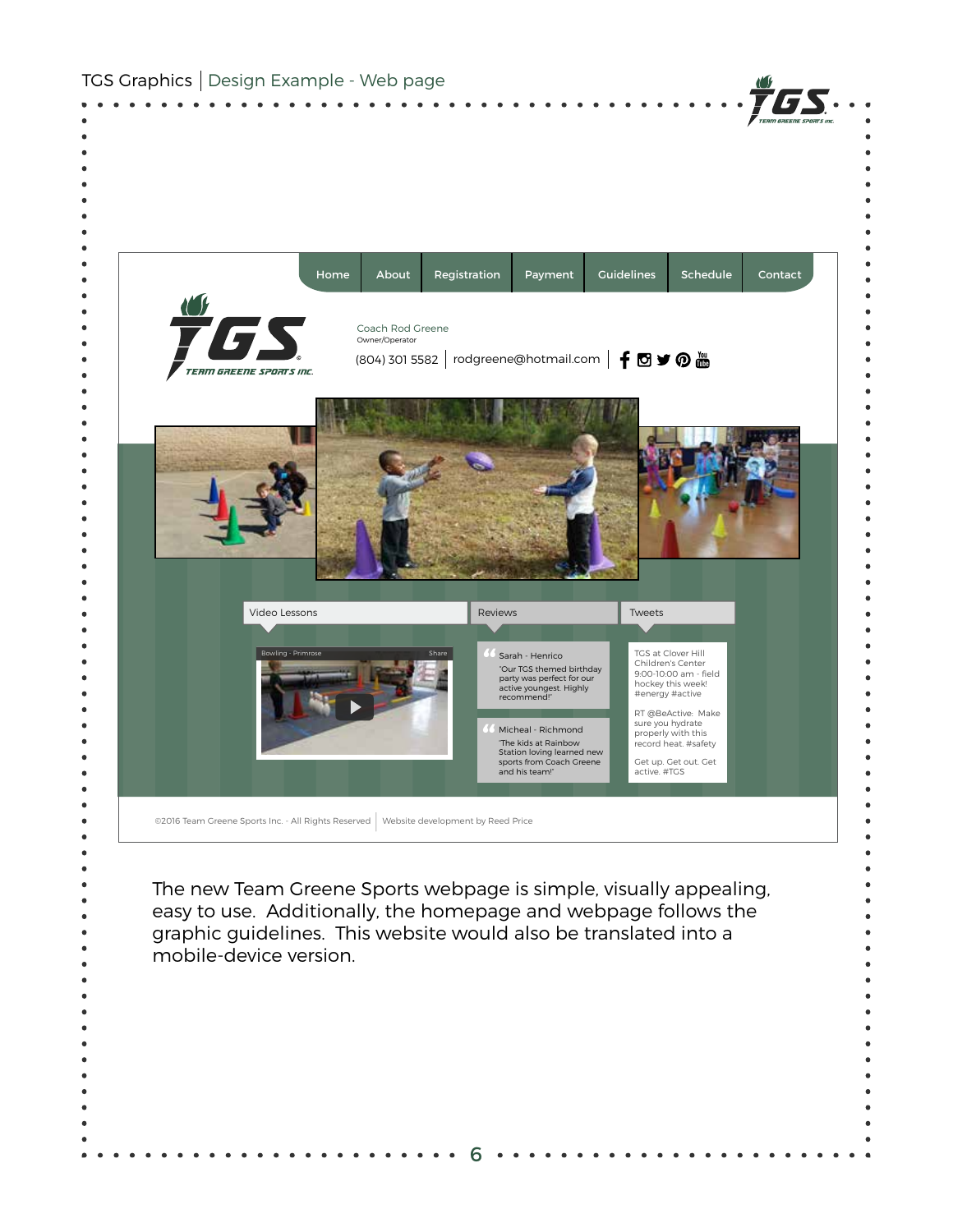TGS Graphics | Design Example - Web page

Home | About | Registration | Payment | Guidelines | Schedule | Contact

Coach Rod Greene
Owner/Operator

(804) 301 5582 | rodgreene@hotmail.com |

Video Lessons

Bowling - Primrose    Share

Reviews

Sarah - Henrico
"Our TGS themed birthday party was perfect for our active youngest. Highly recommend!"

Micheal - Richmond
"The kids at Rainbow Station loving learned new sports from Coach Greene and his team!"

Tweets

TGS at Clover Hill Children's Center 9:00-10:00 am - field hockey this week! #energy #active

RT @BeActive: Make sure you hydrate properly with this record heat. #safety

Get up. Get out. Get active. #TGS

©2016 Team Greene Sports Inc. - All Rights Reserved | Website development by Reed Price

The new Team Greene Sports webpage is simple, visually appealing, easy to use. Additionally, the homepage and webpage follows the graphic guidelines. This website would also be translated into a mobile-device version.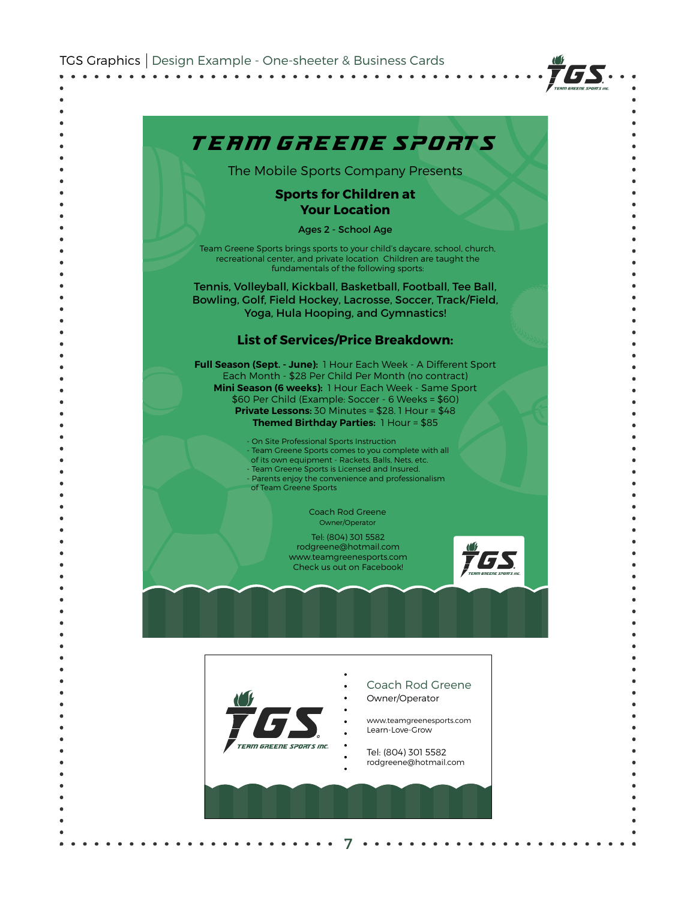TGS Graphics | Design Example - One-sheeter & Business Cards

# TEAM GREENE SPORTS

The Mobile Sports Company Presents

## Sports for Children at Your Location

Ages 2 - School Age

Team Greene Sports brings sports to your child's daycare, school, church, recreational center, and private location Children are taught the fundamentals of the following sports:

Tennis, Volleyball, Kickball, Basketball, Football, Tee Ball, Bowling, Golf, Field Hockey, Lacrosse, Soccer, Track/Field, Yoga, Hula Hooping, and Gymnastics!

### List of Services/Price Breakdown:

**Full Season (Sept. - June):** 1 Hour Each Week - A Different Sport Each Month - $28 Per Child Per Month (no contract)
**Mini Season (6 weeks):** 1 Hour Each Week - Same Sport $60 Per Child (Example: Soccer - 6 Weeks = $60)
**Private Lessons:** 30 Minutes = $28, 1 Hour = $48
**Themed Birthday Parties:** 1 Hour = $85

- On Site Professional Sports Instruction
- Team Greene Sports comes to you complete with all of its own equipment - Rackets, Balls, Nets, etc.
- Team Greene Sports is Licensed and Insured.
- Parents enjoy the convenience and professionalism of Team Greene Sports

Coach Rod Greene
Owner/Operator

Tel: (804) 301 5582
rodgreene@hotmail.com
www.teamgreenesports.com
Check us out on Facebook!

TGS TEAM GREENE SPORTS INC.

---

TGS TEAM GREENE SPORTS INC.

Coach Rod Greene
Owner/Operator

www.teamgreenesports.com
Learn-Love-Grow

Tel: (804) 301 5582
rodgreene@hotmail.com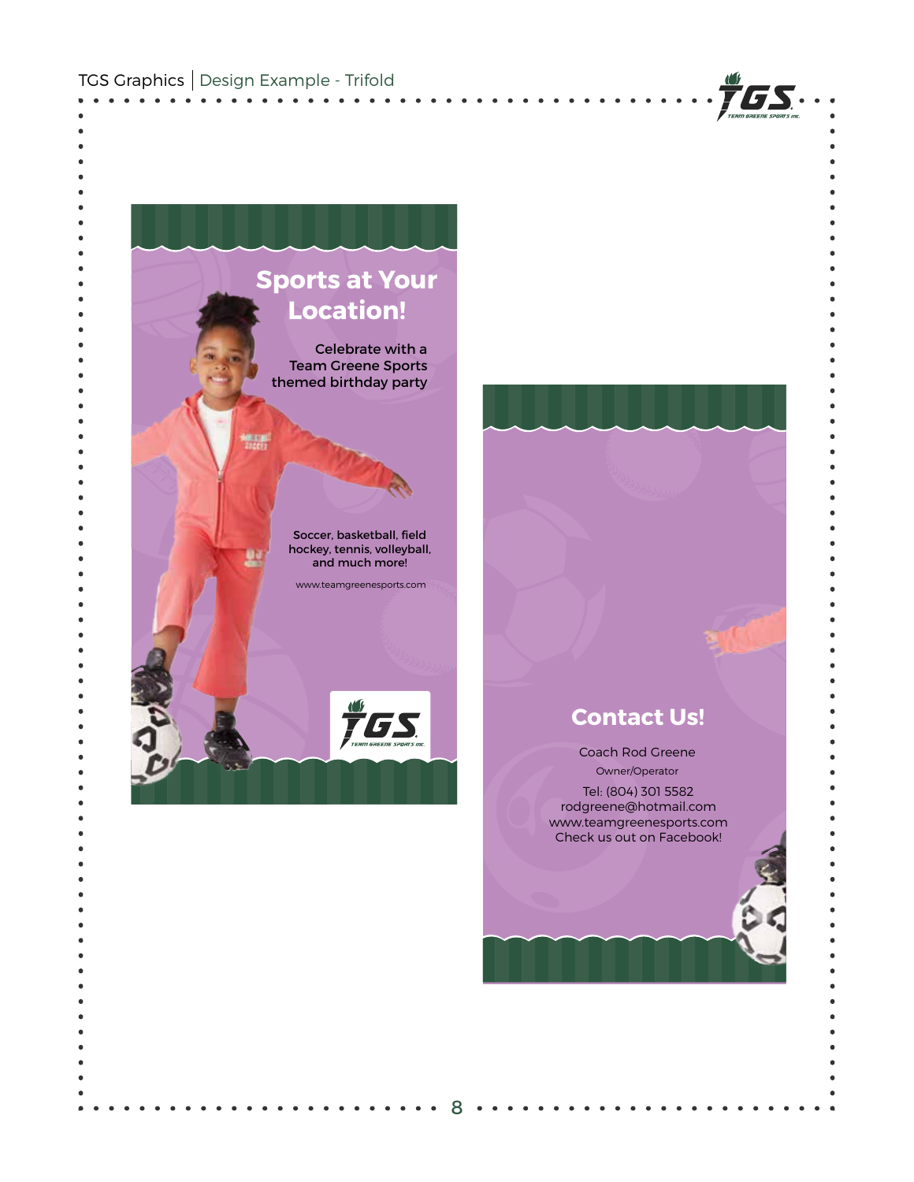# Sports at Your Location!

Celebrate with a Team Greene Sports themed birthday party

**Soccer, basketball, field hockey, tennis, volleyball, and much more!**

www.teamgreenesports.com

# Contact Us!

Coach Rod Greene

Owner/Operator

Tel: (804) 301 5582
rodgreene@hotmail.com
www.teamgreenesports.com
Check us out on Facebook!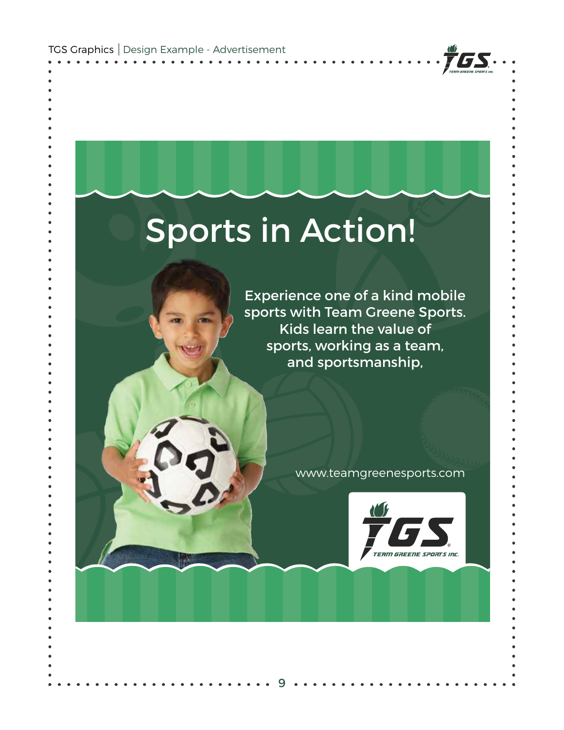# Sports in Action!

Experience one of a kind mobile sports with Team Greene Sports. Kids learn the value of sports, working as a team, and sportsmanship,

www.teamgreenesports.com

TGS
TEAM GREENE SPORTS INC.